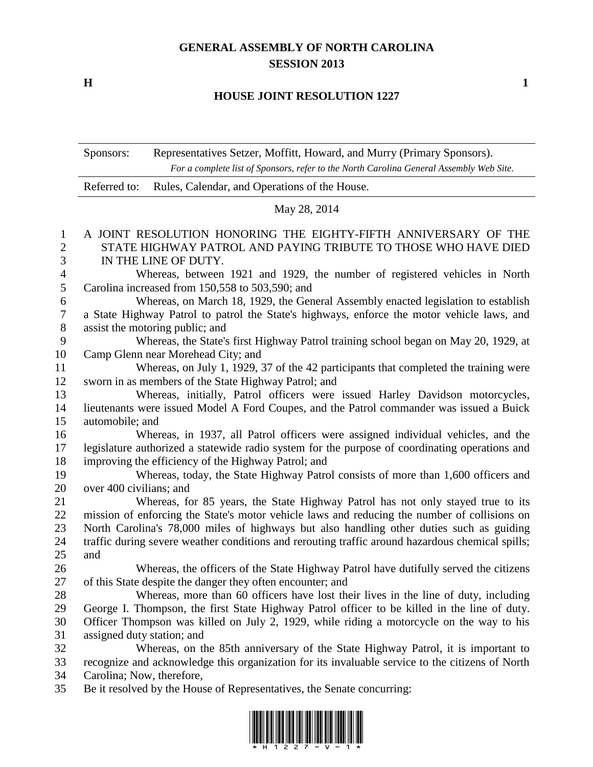# GENERAL ASSEMBLY OF NORTH CAROLINA
## SESSION 2013

**H** **1**

## HOUSE JOINT RESOLUTION 1227

| | |
|---|---|
| Sponsors: | Representatives Setzer, Moffitt, Howard, and Murry (Primary Sponsors). *For a complete list of Sponsors, refer to the North Carolina General Assembly Web Site.* |
| Referred to: | Rules, Calendar, and Operations of the House. |

May 28, 2014

A JOINT RESOLUTION HONORING THE EIGHTY-FIFTH ANNIVERSARY OF THE STATE HIGHWAY PATROL AND PAYING TRIBUTE TO THOSE WHO HAVE DIED IN THE LINE OF DUTY.

Whereas, between 1921 and 1929, the number of registered vehicles in North Carolina increased from 150,558 to 503,590; and

Whereas, on March 18, 1929, the General Assembly enacted legislation to establish a State Highway Patrol to patrol the State's highways, enforce the motor vehicle laws, and assist the motoring public; and

Whereas, the State's first Highway Patrol training school began on May 20, 1929, at Camp Glenn near Morehead City; and

Whereas, on July 1, 1929, 37 of the 42 participants that completed the training were sworn in as members of the State Highway Patrol; and

Whereas, initially, Patrol officers were issued Harley Davidson motorcycles, lieutenants were issued Model A Ford Coupes, and the Patrol commander was issued a Buick automobile; and

Whereas, in 1937, all Patrol officers were assigned individual vehicles, and the legislature authorized a statewide radio system for the purpose of coordinating operations and improving the efficiency of the Highway Patrol; and

Whereas, today, the State Highway Patrol consists of more than 1,600 officers and over 400 civilians; and

Whereas, for 85 years, the State Highway Patrol has not only stayed true to its mission of enforcing the State's motor vehicle laws and reducing the number of collisions on North Carolina's 78,000 miles of highways but also handling other duties such as guiding traffic during severe weather conditions and rerouting traffic around hazardous chemical spills; and

Whereas, the officers of the State Highway Patrol have dutifully served the citizens of this State despite the danger they often encounter; and

Whereas, more than 60 officers have lost their lives in the line of duty, including George I. Thompson, the first State Highway Patrol officer to be killed in the line of duty. Officer Thompson was killed on July 2, 1929, while riding a motorcycle on the way to his assigned duty station; and

Whereas, on the 85th anniversary of the State Highway Patrol, it is important to recognize and acknowledge this organization for its invaluable service to the citizens of North Carolina; Now, therefore,

Be it resolved by the House of Representatives, the Senate concurring: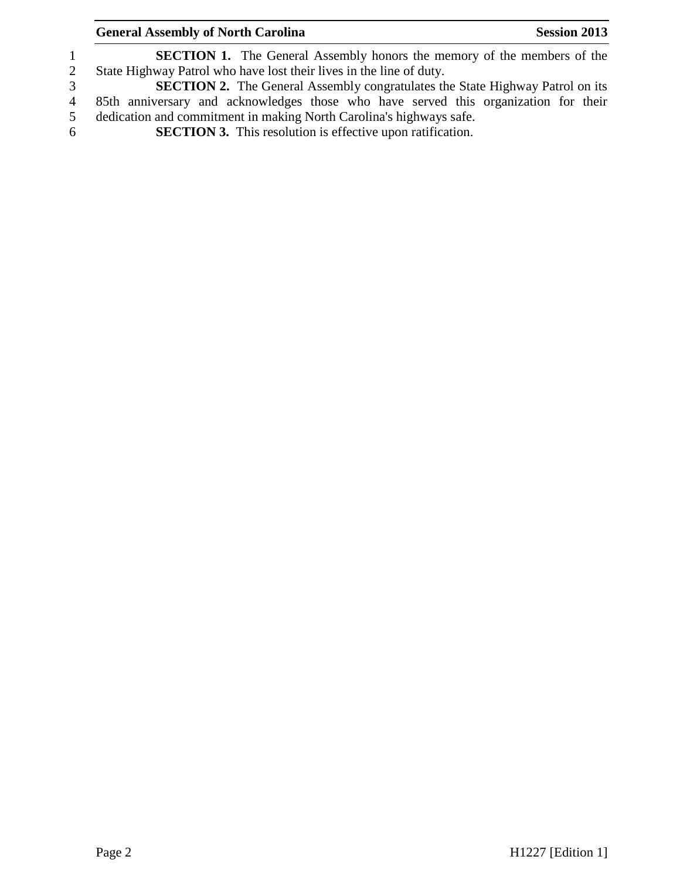**SECTION 1.** The General Assembly honors the memory of the members of the State Highway Patrol who have lost their lives in the line of duty.

**SECTION 2.** The General Assembly congratulates the State Highway Patrol on its 85th anniversary and acknowledges those who have served this organization for their dedication and commitment in making North Carolina's highways safe.

**SECTION 3.** This resolution is effective upon ratification.